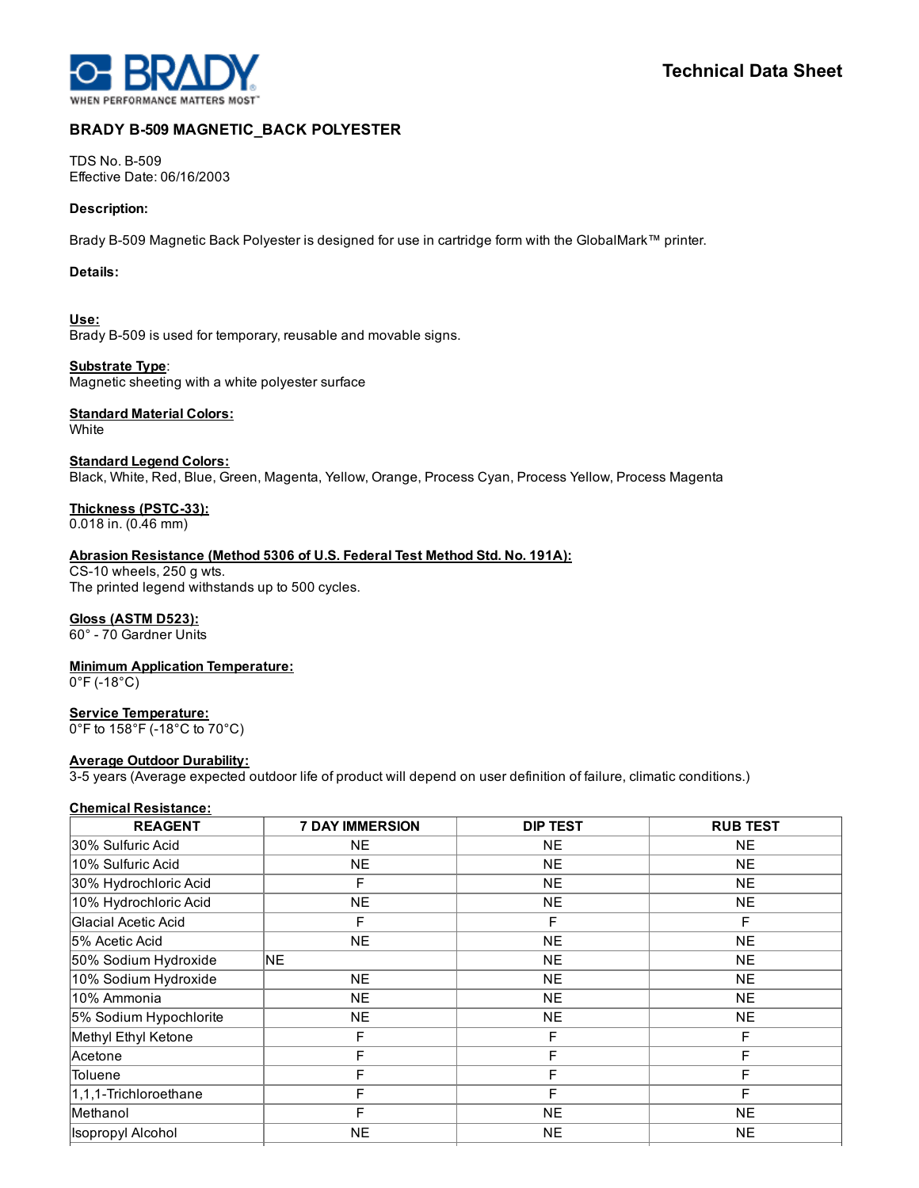Technical Data Sheet

# BRADY B-509 MAGNETIC_BACK POLYESTER

TDS No. B-509
Effective Date: 06/16/2003

**Description:**

Brady B-509 Magnetic Back Polyester is designed for use in cartridge form with the GlobalMark™ printer.

**Details:**

**Use:**
Brady B-509 is used for temporary, reusable and movable signs.

**Substrate Type:**
Magnetic sheeting with a white polyester surface

**Standard Material Colors:**
White

**Standard Legend Colors:**
Black, White, Red, Blue, Green, Magenta, Yellow, Orange, Process Cyan, Process Yellow, Process Magenta

**Thickness (PSTC-33):**
0.018 in. (0.46 mm)

**Abrasion Resistance (Method 5306 of U.S. Federal Test Method Std. No. 191A):**
CS-10 wheels, 250 g wts.
The printed legend withstands up to 500 cycles.

**Gloss (ASTM D523):**
60° - 70 Gardner Units

**Minimum Application Temperature:**
0°F (-18°C)

**Service Temperature:**
0°F to 158°F (-18°C to 70°C)

**Average Outdoor Durability:**
3-5 years (Average expected outdoor life of product will depend on user definition of failure, climatic conditions.)

**Chemical Resistance:**

| REAGENT | 7 DAY IMMERSION | DIP TEST | RUB TEST |
|---|---|---|---|
| 30% Sulfuric Acid | NE | NE | NE |
| 10% Sulfuric Acid | NE | NE | NE |
| 30% Hydrochloric Acid | F | NE | NE |
| 10% Hydrochloric Acid | NE | NE | NE |
| Glacial Acetic Acid | F | F | F |
| 5% Acetic Acid | NE | NE | NE |
| 50% Sodium Hydroxide | NE | NE | NE |
| 10% Sodium Hydroxide | NE | NE | NE |
| 10% Ammonia | NE | NE | NE |
| 5% Sodium Hypochlorite | NE | NE | NE |
| Methyl Ethyl Ketone | F | F | F |
| Acetone | F | F | F |
| Toluene | F | F | F |
| 1,1,1-Trichloroethane | F | F | F |
| Methanol | F | NE | NE |
| Isopropyl Alcohol | NE | NE | NE |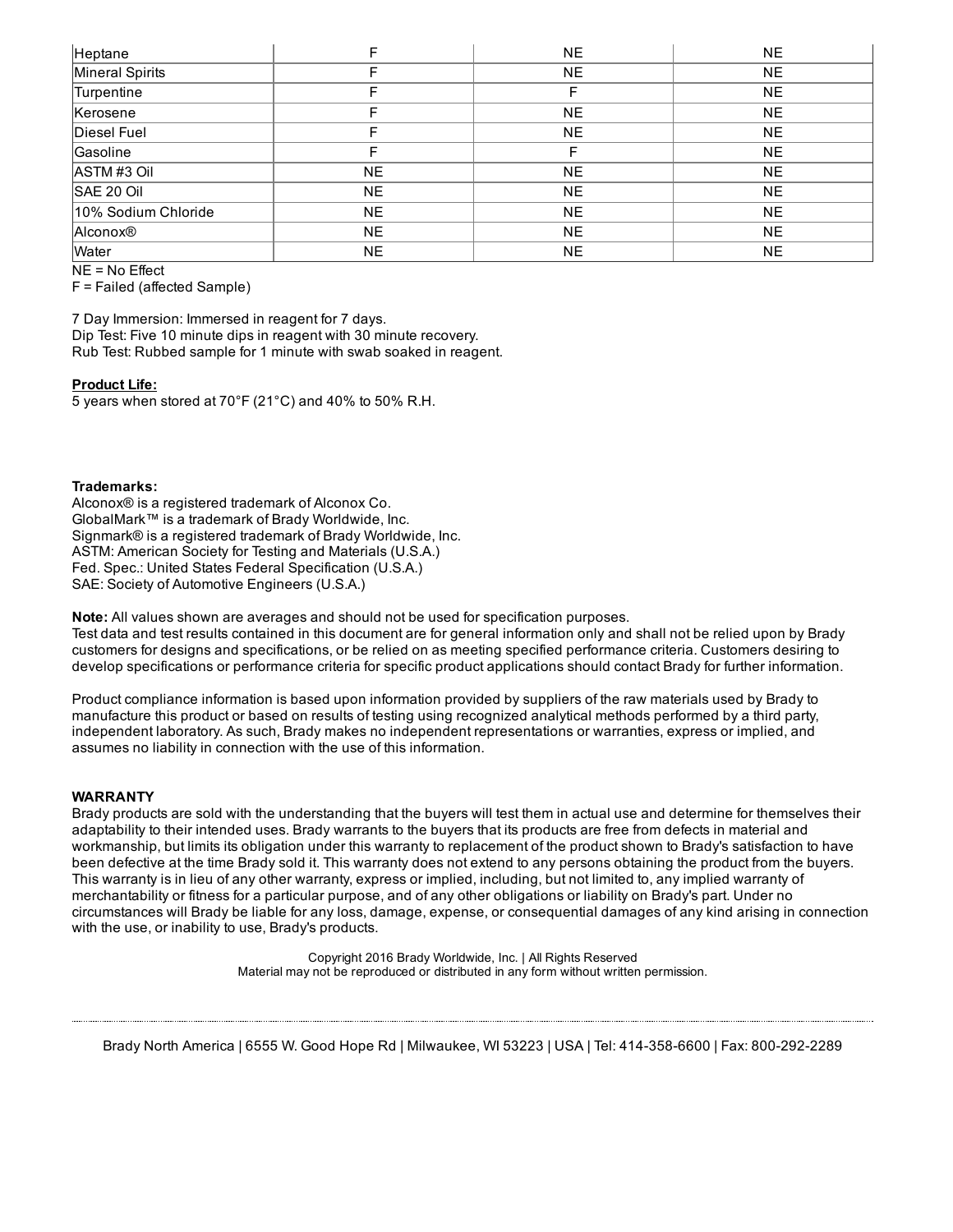| | | | |
|---|---|---|---|
| Heptane | F | NE | NE |
| Mineral Spirits | F | NE | NE |
| Turpentine | F | F | NE |
| Kerosene | F | NE | NE |
| Diesel Fuel | F | NE | NE |
| Gasoline | F | F | NE |
| ASTM #3 Oil | NE | NE | NE |
| SAE 20 Oil | NE | NE | NE |
| 10% Sodium Chloride | NE | NE | NE |
| Alconox® | NE | NE | NE |
| Water | NE | NE | NE |

NE = No Effect
F = Failed (affected Sample)

7 Day Immersion: Immersed in reagent for 7 days.
Dip Test: Five 10 minute dips in reagent with 30 minute recovery.
Rub Test: Rubbed sample for 1 minute with swab soaked in reagent.

**Product Life:**
5 years when stored at 70°F (21°C) and 40% to 50% R.H.

**Trademarks:**
Alconox® is a registered trademark of Alconox Co.
GlobalMark™ is a trademark of Brady Worldwide, Inc.
Signmark® is a registered trademark of Brady Worldwide, Inc.
ASTM: American Society for Testing and Materials (U.S.A.)
Fed. Spec.: United States Federal Specification (U.S.A.)
SAE: Society of Automotive Engineers (U.S.A.)

**Note:** All values shown are averages and should not be used for specification purposes.
Test data and test results contained in this document are for general information only and shall not be relied upon by Brady customers for designs and specifications, or be relied on as meeting specified performance criteria. Customers desiring to develop specifications or performance criteria for specific product applications should contact Brady for further information.

Product compliance information is based upon information provided by suppliers of the raw materials used by Brady to manufacture this product or based on results of testing using recognized analytical methods performed by a third party, independent laboratory. As such, Brady makes no independent representations or warranties, express or implied, and assumes no liability in connection with the use of this information.

**WARRANTY**
Brady products are sold with the understanding that the buyers will test them in actual use and determine for themselves their adaptability to their intended uses. Brady warrants to the buyers that its products are free from defects in material and workmanship, but limits its obligation under this warranty to replacement of the product shown to Brady's satisfaction to have been defective at the time Brady sold it. This warranty does not extend to any persons obtaining the product from the buyers. This warranty is in lieu of any other warranty, express or implied, including, but not limited to, any implied warranty of merchantability or fitness for a particular purpose, and of any other obligations or liability on Brady's part. Under no circumstances will Brady be liable for any loss, damage, expense, or consequential damages of any kind arising in connection with the use, or inability to use, Brady's products.

Copyright 2016 Brady Worldwide, Inc. | All Rights Reserved
Material may not be reproduced or distributed in any form without written permission.

Brady North America | 6555 W. Good Hope Rd | Milwaukee, WI 53223 | USA | Tel: 414-358-6600 | Fax: 800-292-2289